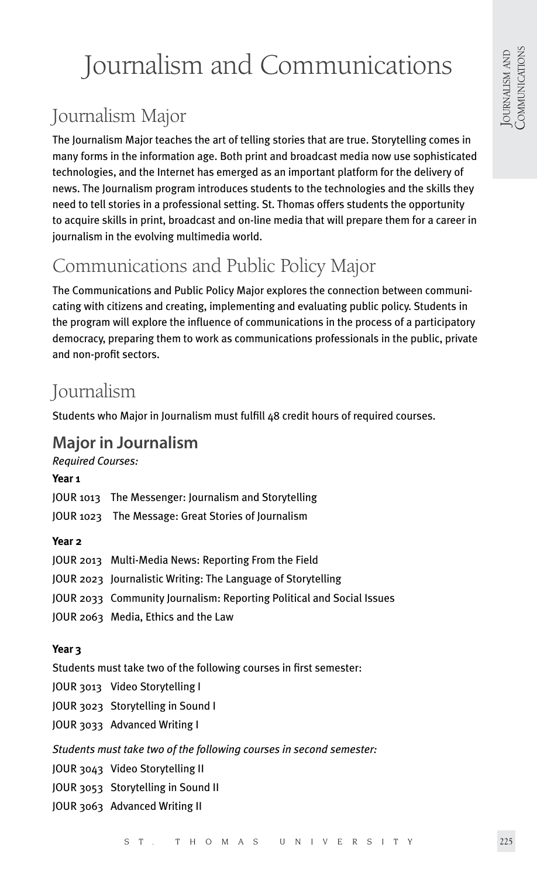# Journalism and Communications

## Journalism Major

The Journalism Major teaches the art of telling stories that are true. Storytelling comes in many forms in the information age. Both print and broadcast media now use sophisticated technologies, and the Internet has emerged as an important platform for the delivery of news. The Journalism program introduces students to the technologies and the skills they need to tell stories in a professional setting. St. Thomas offers students the opportunity to acquire skills in print, broadcast and on-line media that will prepare them for a career in journalism in the evolving multimedia world.

## Communications and Public Policy Major

The Communications and Public Policy Major explores the connection between communicating with citizens and creating, implementing and evaluating public policy. Students in the program will explore the influence of communications in the process of a participatory democracy, preparing them to work as communications professionals in the public, private and non-profit sectors.

## Journalism

Students who Major in Journalism must fulfill 48 credit hours of required courses.

### Major in Journalism

*Required Courses:*

**Year 1**

JOUR 1013 The Messenger: Journalism and Storytelling

JOUR 1023 The Message: Great Stories of Journalism

**Year 2**

JOUR 2013 Multi-Media News: Reporting From the Field

JOUR 2023 Journalistic Writing: The Language of Storytelling

JOUR 2033 Community Journalism: Reporting Political and Social Issues

JOUR 2063 Media, Ethics and the Law

**Year 3**

Students must take two of the following courses in first semester:

JOUR 3013 Video Storytelling I

JOUR 3023 Storytelling in Sound I

JOUR 3033 Advanced Writing I

*Students must take two of the following courses in second semester:*

JOUR 3043 Video Storytelling II

JOUR 3053 Storytelling in Sound II

JOUR 3063 Advanced Writing II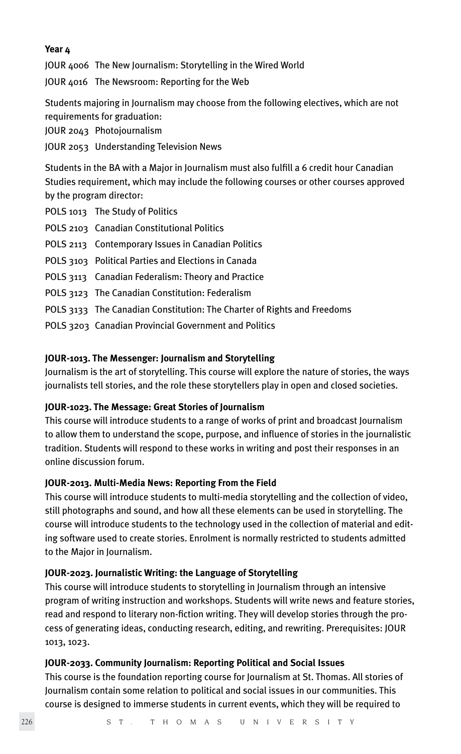**Year 4**

JOUR 4006 The New Journalism: Storytelling in the Wired World

JOUR 4016 The Newsroom: Reporting for the Web

Students majoring in Journalism may choose from the following electives, which are not requirements for graduation:

JOUR 2043 Photojournalism

JOUR 2053 Understanding Television News

Students in the BA with a Major in Journalism must also fulfill a 6 credit hour Canadian Studies requirement, which may include the following courses or other courses approved by the program director:

POLS 1013 The Study of Politics

POLS 2103 Canadian Constitutional Politics

POLS 2113 Contemporary Issues in Canadian Politics

POLS 3103 Political Parties and Elections in Canada

POLS 3113 Canadian Federalism: Theory and Practice

POLS 3123 The Canadian Constitution: Federalism

POLS 3133 The Canadian Constitution: The Charter of Rights and Freedoms

POLS 3203 Canadian Provincial Government and Politics

**JOUR-1013. The Messenger: Journalism and Storytelling**

Journalism is the art of storytelling. This course will explore the nature of stories, the ways journalists tell stories, and the role these storytellers play in open and closed societies.

**JOUR-1023. The Message: Great Stories of Journalism**

This course will introduce students to a range of works of print and broadcast Journalism to allow them to understand the scope, purpose, and influence of stories in the journalistic tradition. Students will respond to these works in writing and post their responses in an online discussion forum.

**JOUR-2013. Multi-Media News: Reporting From the Field**

This course will introduce students to multi-media storytelling and the collection of video, still photographs and sound, and how all these elements can be used in storytelling. The course will introduce students to the technology used in the collection of material and editing software used to create stories. Enrolment is normally restricted to students admitted to the Major in Journalism.

**JOUR-2023. Journalistic Writing: the Language of Storytelling**

This course will introduce students to storytelling in Journalism through an intensive program of writing instruction and workshops. Students will write news and feature stories, read and respond to literary non-fiction writing. They will develop stories through the process of generating ideas, conducting research, editing, and rewriting. Prerequisites: JOUR 1013, 1023.

**JOUR-2033. Community Journalism: Reporting Political and Social Issues**

This course is the foundation reporting course for Journalism at St. Thomas. All stories of Journalism contain some relation to political and social issues in our communities. This course is designed to immerse students in current events, which they will be required to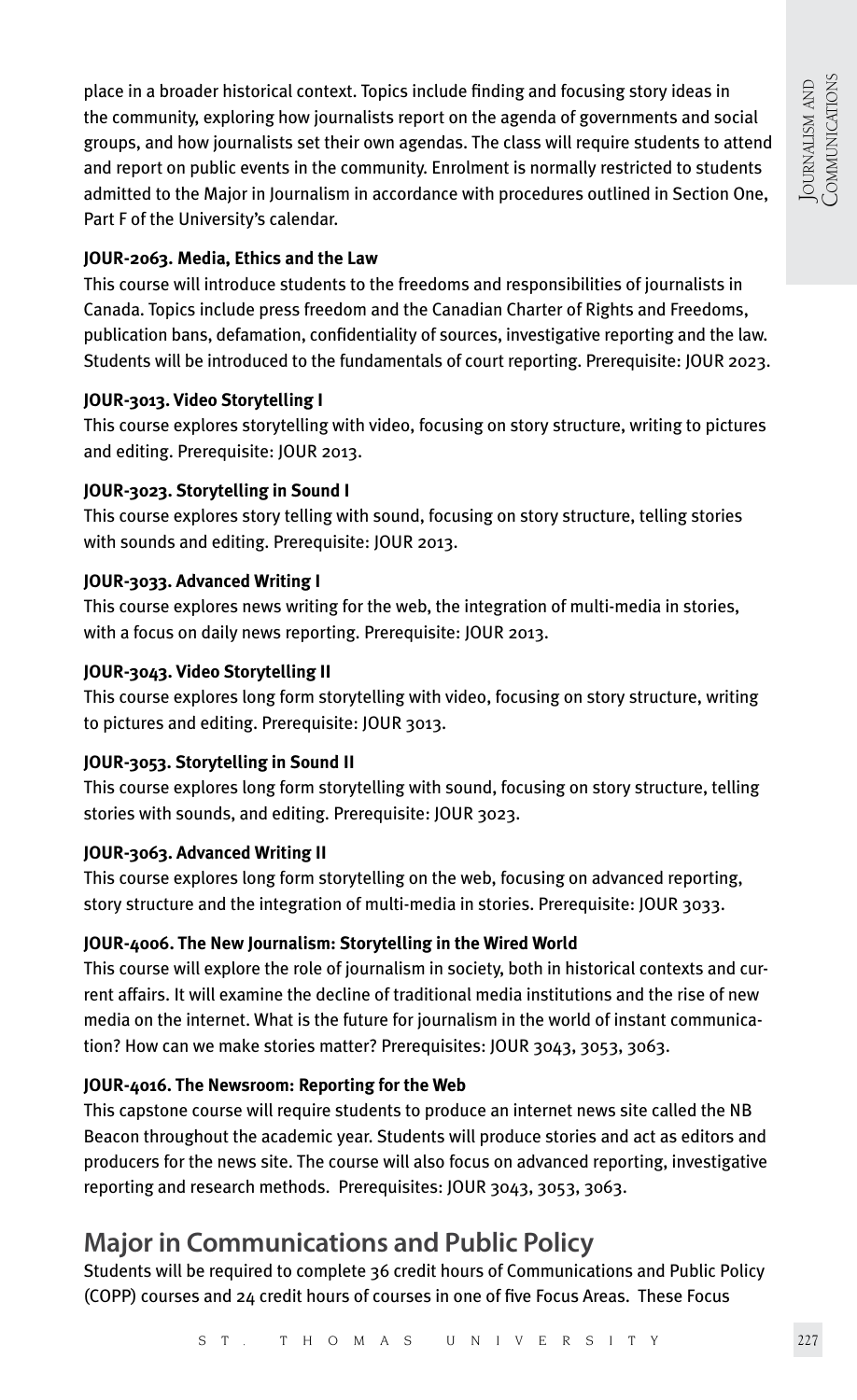place in a broader historical context. Topics include finding and focusing story ideas in the community, exploring how journalists report on the agenda of governments and social groups, and how journalists set their own agendas. The class will require students to attend and report on public events in the community. Enrolment is normally restricted to students admitted to the Major in Journalism in accordance with procedures outlined in Section One, Part F of the University's calendar.

**JOUR-2063. Media, Ethics and the Law**

This course will introduce students to the freedoms and responsibilities of journalists in Canada. Topics include press freedom and the Canadian Charter of Rights and Freedoms, publication bans, defamation, confidentiality of sources, investigative reporting and the law. Students will be introduced to the fundamentals of court reporting. Prerequisite: JOUR 2023.

**JOUR-3013. Video Storytelling I**

This course explores storytelling with video, focusing on story structure, writing to pictures and editing. Prerequisite: JOUR 2013.

**JOUR-3023. Storytelling in Sound I**

This course explores story telling with sound, focusing on story structure, telling stories with sounds and editing. Prerequisite: JOUR 2013.

**JOUR-3033. Advanced Writing I**

This course explores news writing for the web, the integration of multi-media in stories, with a focus on daily news reporting. Prerequisite: JOUR 2013.

**JOUR-3043. Video Storytelling II**

This course explores long form storytelling with video, focusing on story structure, writing to pictures and editing. Prerequisite: JOUR 3013.

**JOUR-3053. Storytelling in Sound II**

This course explores long form storytelling with sound, focusing on story structure, telling stories with sounds, and editing. Prerequisite: JOUR 3023.

**JOUR-3063. Advanced Writing II**

This course explores long form storytelling on the web, focusing on advanced reporting, story structure and the integration of multi-media in stories. Prerequisite: JOUR 3033.

**JOUR-4006. The New Journalism: Storytelling in the Wired World**

This course will explore the role of journalism in society, both in historical contexts and current affairs. It will examine the decline of traditional media institutions and the rise of new media on the internet. What is the future for journalism in the world of instant communication? How can we make stories matter? Prerequisites: JOUR 3043, 3053, 3063.

**JOUR-4016. The Newsroom: Reporting for the Web**

This capstone course will require students to produce an internet news site called the NB Beacon throughout the academic year. Students will produce stories and act as editors and producers for the news site. The course will also focus on advanced reporting, investigative reporting and research methods. Prerequisites: JOUR 3043, 3053, 3063.

## Major in Communications and Public Policy

Students will be required to complete 36 credit hours of Communications and Public Policy (COPP) courses and 24 credit hours of courses in one of five Focus Areas. These Focus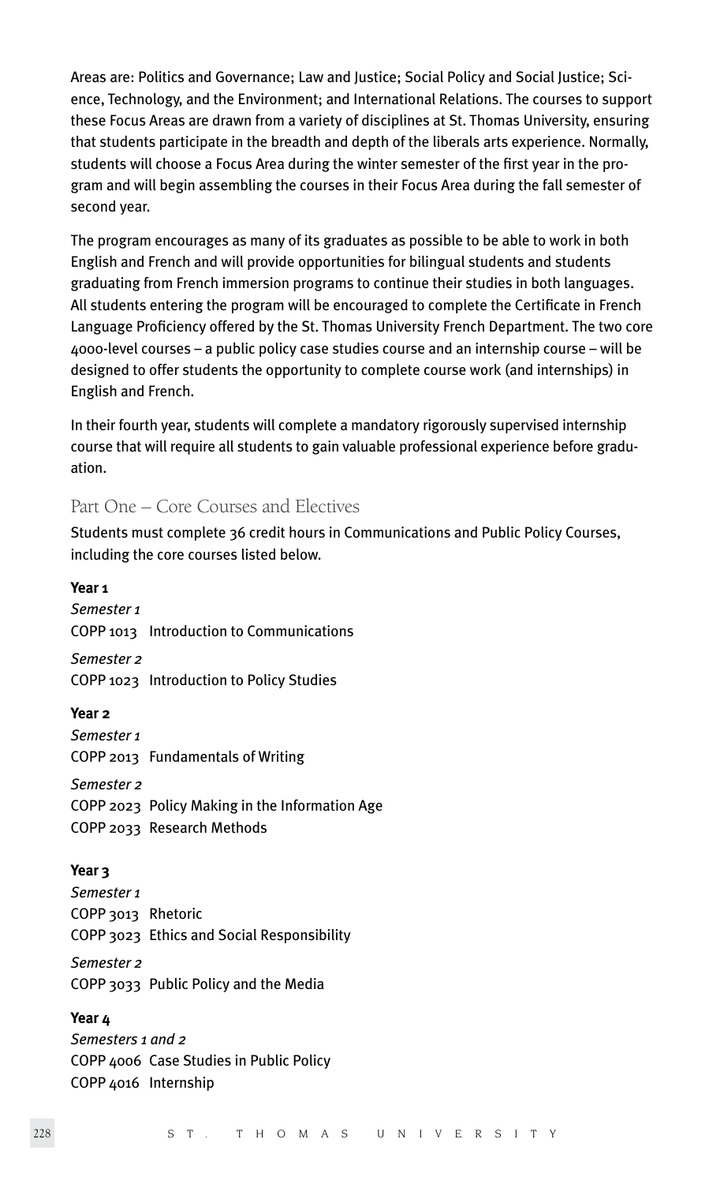Areas are: Politics and Governance; Law and Justice; Social Policy and Social Justice; Science, Technology, and the Environment; and International Relations. The courses to support these Focus Areas are drawn from a variety of disciplines at St. Thomas University, ensuring that students participate in the breadth and depth of the liberals arts experience. Normally, students will choose a Focus Area during the winter semester of the first year in the program and will begin assembling the courses in their Focus Area during the fall semester of second year.

The program encourages as many of its graduates as possible to be able to work in both English and French and will provide opportunities for bilingual students and students graduating from French immersion programs to continue their studies in both languages. All students entering the program will be encouraged to complete the Certificate in French Language Proficiency offered by the St. Thomas University French Department. The two core 4000-level courses – a public policy case studies course and an internship course – will be designed to offer students the opportunity to complete course work (and internships) in English and French.

In their fourth year, students will complete a mandatory rigorously supervised internship course that will require all students to gain valuable professional experience before graduation.

## Part One – Core Courses and Electives

Students must complete 36 credit hours in Communications and Public Policy Courses, including the core courses listed below.

**Year 1**

*Semester 1*

COPP 1013 Introduction to Communications

*Semester 2*

COPP 1023 Introduction to Policy Studies

**Year 2**

*Semester 1*

COPP 2013 Fundamentals of Writing

*Semester 2*

COPP 2023 Policy Making in the Information Age

COPP 2033 Research Methods

**Year 3**

*Semester 1*

COPP 3013 Rhetoric

COPP 3023 Ethics and Social Responsibility

*Semester 2*

COPP 3033 Public Policy and the Media

**Year 4**

*Semesters 1 and 2*

COPP 4006 Case Studies in Public Policy

COPP 4016 Internship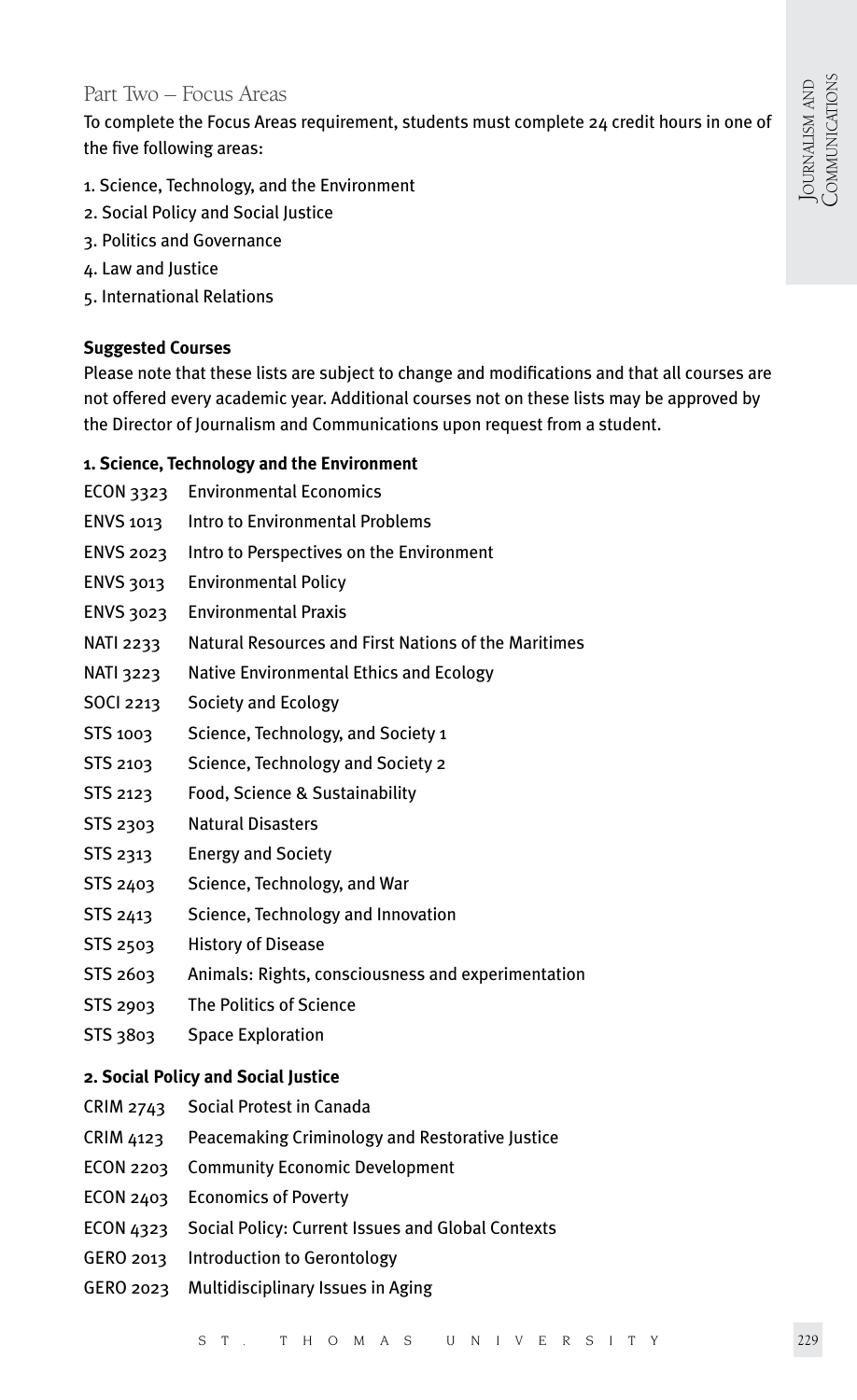## Part Two – Focus Areas

To complete the Focus Areas requirement, students must complete 24 credit hours in one of the five following areas:

1. Science, Technology, and the Environment
2. Social Policy and Social Justice
3. Politics and Governance
4. Law and Justice
5. International Relations

**Suggested Courses**

Please note that these lists are subject to change and modifications and that all courses are not offered every academic year. Additional courses not on these lists may be approved by the Director of Journalism and Communications upon request from a student.

**1. Science, Technology and the Environment**

| | |
|---|---|
| ECON 3323 | Environmental Economics |
| ENVS 1013 | Intro to Environmental Problems |
| ENVS 2023 | Intro to Perspectives on the Environment |
| ENVS 3013 | Environmental Policy |
| ENVS 3023 | Environmental Praxis |
| NATI 2233 | Natural Resources and First Nations of the Maritimes |
| NATI 3223 | Native Environmental Ethics and Ecology |
| SOCI 2213 | Society and Ecology |
| STS 1003 | Science, Technology, and Society 1 |
| STS 2103 | Science, Technology and Society 2 |
| STS 2123 | Food, Science & Sustainability |
| STS 2303 | Natural Disasters |
| STS 2313 | Energy and Society |
| STS 2403 | Science, Technology, and War |
| STS 2413 | Science, Technology and Innovation |
| STS 2503 | History of Disease |
| STS 2603 | Animals: Rights, consciousness and experimentation |
| STS 2903 | The Politics of Science |
| STS 3803 | Space Exploration |

**2. Social Policy and Social Justice**

| | |
|---|---|
| CRIM 2743 | Social Protest in Canada |
| CRIM 4123 | Peacemaking Criminology and Restorative Justice |
| ECON 2203 | Community Economic Development |
| ECON 2403 | Economics of Poverty |
| ECON 4323 | Social Policy: Current Issues and Global Contexts |
| GERO 2013 | Introduction to Gerontology |
| GERO 2023 | Multidisciplinary Issues in Aging |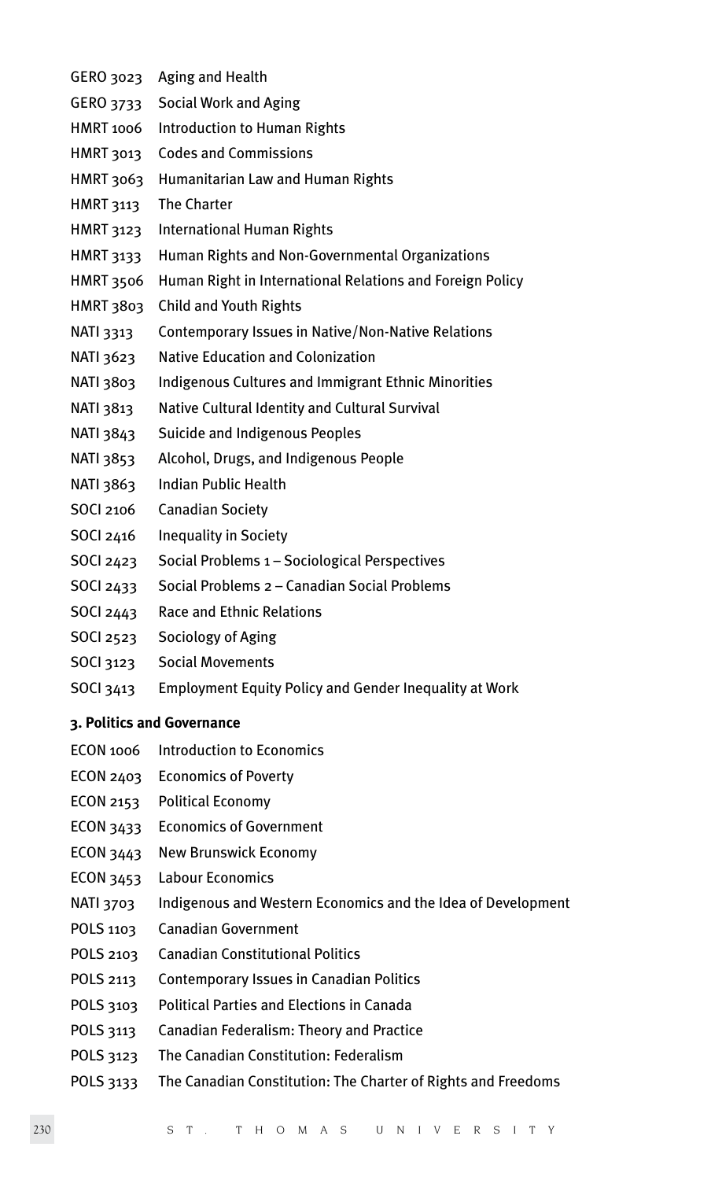GERO 3023 Aging and Health
GERO 3733 Social Work and Aging
HMRT 1006 Introduction to Human Rights
HMRT 3013 Codes and Commissions
HMRT 3063 Humanitarian Law and Human Rights
HMRT 3113 The Charter
HMRT 3123 International Human Rights
HMRT 3133 Human Rights and Non-Governmental Organizations
HMRT 3506 Human Right in International Relations and Foreign Policy
HMRT 3803 Child and Youth Rights
NATI 3313 Contemporary Issues in Native/Non-Native Relations
NATI 3623 Native Education and Colonization
NATI 3803 Indigenous Cultures and Immigrant Ethnic Minorities
NATI 3813 Native Cultural Identity and Cultural Survival
NATI 3843 Suicide and Indigenous Peoples
NATI 3853 Alcohol, Drugs, and Indigenous People
NATI 3863 Indian Public Health
SOCI 2106 Canadian Society
SOCI 2416 Inequality in Society
SOCI 2423 Social Problems 1 – Sociological Perspectives
SOCI 2433 Social Problems 2 – Canadian Social Problems
SOCI 2443 Race and Ethnic Relations
SOCI 2523 Sociology of Aging
SOCI 3123 Social Movements
SOCI 3413 Employment Equity Policy and Gender Inequality at Work

**3. Politics and Governance**

ECON 1006 Introduction to Economics
ECON 2403 Economics of Poverty
ECON 2153 Political Economy
ECON 3433 Economics of Government
ECON 3443 New Brunswick Economy
ECON 3453 Labour Economics
NATI 3703 Indigenous and Western Economics and the Idea of Development
POLS 1103 Canadian Government
POLS 2103 Canadian Constitutional Politics
POLS 2113 Contemporary Issues in Canadian Politics
POLS 3103 Political Parties and Elections in Canada
POLS 3113 Canadian Federalism: Theory and Practice
POLS 3123 The Canadian Constitution: Federalism
POLS 3133 The Canadian Constitution: The Charter of Rights and Freedoms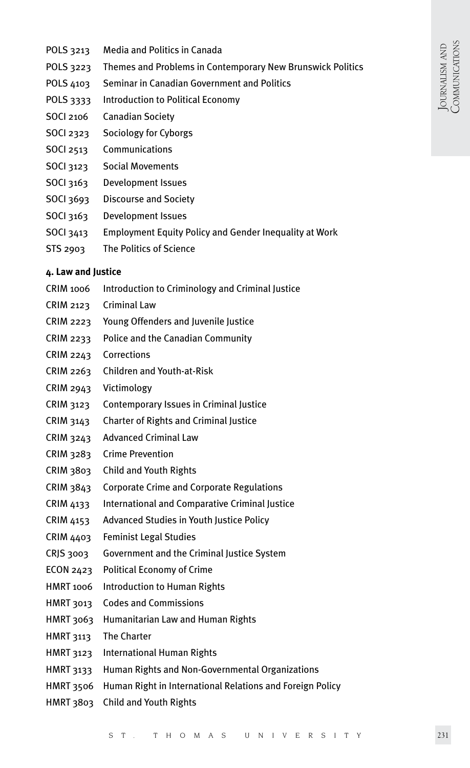POLS 3213 Media and Politics in Canada

POLS 3223 Themes and Problems in Contemporary New Brunswick Politics

POLS 4103 Seminar in Canadian Government and Politics

POLS 3333 Introduction to Political Economy

SOCI 2106 Canadian Society

SOCI 2323 Sociology for Cyborgs

SOCI 2513 Communications

SOCI 3123 Social Movements

SOCI 3163 Development Issues

SOCI 3693 Discourse and Society

SOCI 3163 Development Issues

SOCI 3413 Employment Equity Policy and Gender Inequality at Work

STS 2903 The Politics of Science

**4. Law and Justice**

CRIM 1006 Introduction to Criminology and Criminal Justice

CRIM 2123 Criminal Law

CRIM 2223 Young Offenders and Juvenile Justice

CRIM 2233 Police and the Canadian Community

CRIM 2243 Corrections

CRIM 2263 Children and Youth-at-Risk

CRIM 2943 Victimology

CRIM 3123 Contemporary Issues in Criminal Justice

CRIM 3143 Charter of Rights and Criminal Justice

CRIM 3243 Advanced Criminal Law

CRIM 3283 Crime Prevention

CRIM 3803 Child and Youth Rights

CRIM 3843 Corporate Crime and Corporate Regulations

CRIM 4133 International and Comparative Criminal Justice

CRIM 4153 Advanced Studies in Youth Justice Policy

CRIM 4403 Feminist Legal Studies

CRJS 3003 Government and the Criminal Justice System

ECON 2423 Political Economy of Crime

HMRT 1006 Introduction to Human Rights

HMRT 3013 Codes and Commissions

HMRT 3063 Humanitarian Law and Human Rights

HMRT 3113 The Charter

HMRT 3123 International Human Rights

HMRT 3133 Human Rights and Non-Governmental Organizations

HMRT 3506 Human Right in International Relations and Foreign Policy

HMRT 3803 Child and Youth Rights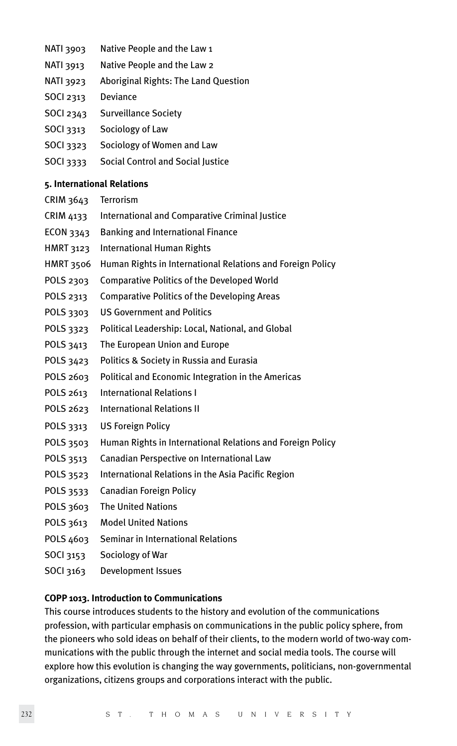NATI 3903 Native People and the Law 1

NATI 3913 Native People and the Law 2

NATI 3923 Aboriginal Rights: The Land Question

SOCI 2313 Deviance

SOCI 2343 Surveillance Society

SOCI 3313 Sociology of Law

SOCI 3323 Sociology of Women and Law

SOCI 3333 Social Control and Social Justice

**5. International Relations**

CRIM 3643 Terrorism

CRIM 4133 International and Comparative Criminal Justice

ECON 3343 Banking and International Finance

HMRT 3123 International Human Rights

HMRT 3506 Human Rights in International Relations and Foreign Policy

POLS 2303 Comparative Politics of the Developed World

POLS 2313 Comparative Politics of the Developing Areas

POLS 3303 US Government and Politics

POLS 3323 Political Leadership: Local, National, and Global

POLS 3413 The European Union and Europe

POLS 3423 Politics & Society in Russia and Eurasia

POLS 2603 Political and Economic Integration in the Americas

POLS 2613 International Relations I

POLS 2623 International Relations II

POLS 3313 US Foreign Policy

POLS 3503 Human Rights in International Relations and Foreign Policy

POLS 3513 Canadian Perspective on International Law

POLS 3523 International Relations in the Asia Pacific Region

POLS 3533 Canadian Foreign Policy

POLS 3603 The United Nations

POLS 3613 Model United Nations

POLS 4603 Seminar in International Relations

SOCI 3153 Sociology of War

SOCI 3163 Development Issues

**COPP 1013. Introduction to Communications**

This course introduces students to the history and evolution of the communications profession, with particular emphasis on communications in the public policy sphere, from the pioneers who sold ideas on behalf of their clients, to the modern world of two-way communications with the public through the internet and social media tools. The course will explore how this evolution is changing the way governments, politicians, non-governmental organizations, citizens groups and corporations interact with the public.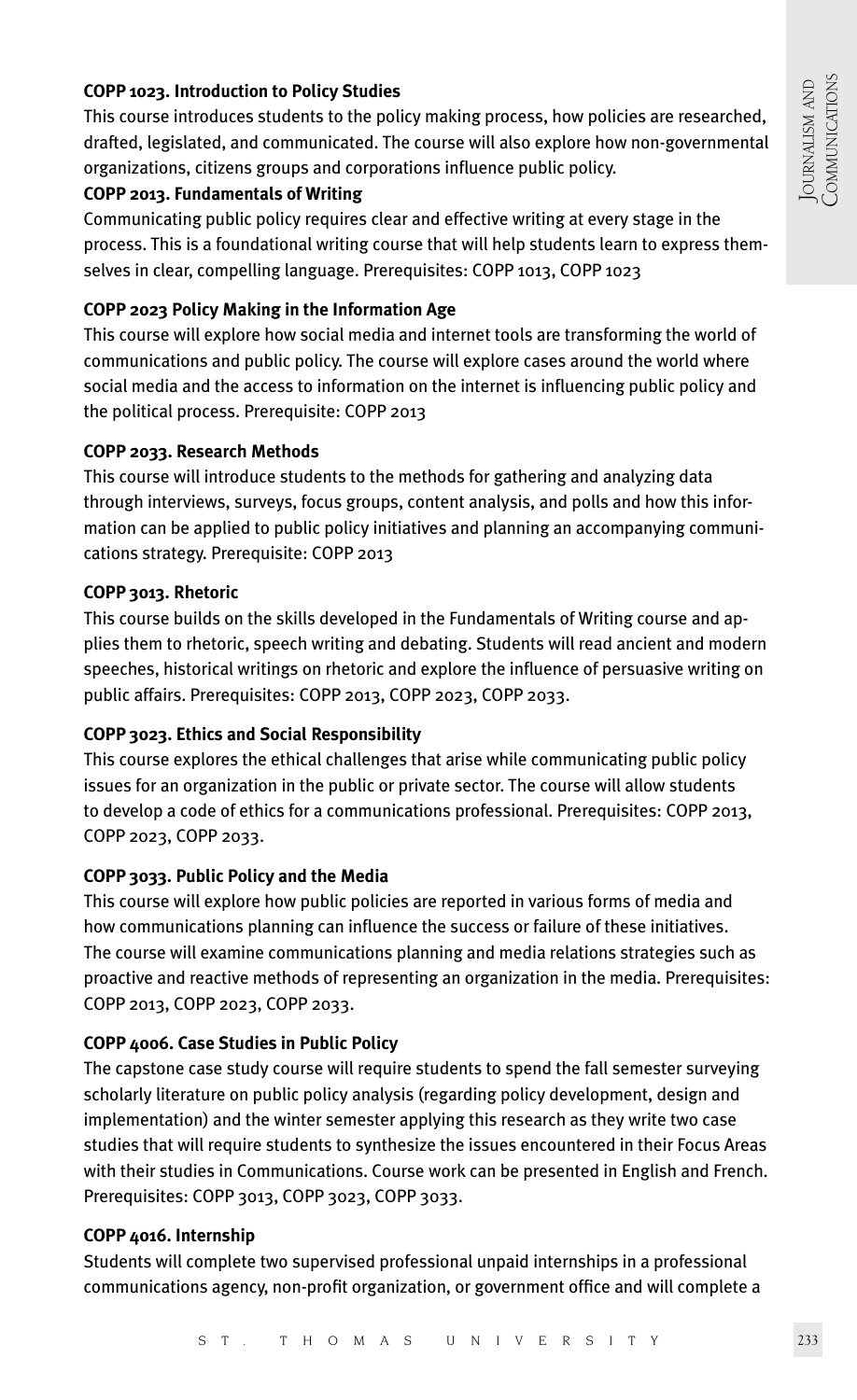**COPP 1023. Introduction to Policy Studies**

This course introduces students to the policy making process, how policies are researched, drafted, legislated, and communicated. The course will also explore how non-governmental organizations, citizens groups and corporations influence public policy.

**COPP 2013. Fundamentals of Writing**

Communicating public policy requires clear and effective writing at every stage in the process. This is a foundational writing course that will help students learn to express themselves in clear, compelling language. Prerequisites: COPP 1013, COPP 1023

**COPP 2023 Policy Making in the Information Age**

This course will explore how social media and internet tools are transforming the world of communications and public policy. The course will explore cases around the world where social media and the access to information on the internet is influencing public policy and the political process. Prerequisite: COPP 2013

**COPP 2033. Research Methods**

This course will introduce students to the methods for gathering and analyzing data through interviews, surveys, focus groups, content analysis, and polls and how this information can be applied to public policy initiatives and planning an accompanying communications strategy. Prerequisite: COPP 2013

**COPP 3013. Rhetoric**

This course builds on the skills developed in the Fundamentals of Writing course and applies them to rhetoric, speech writing and debating. Students will read ancient and modern speeches, historical writings on rhetoric and explore the influence of persuasive writing on public affairs. Prerequisites: COPP 2013, COPP 2023, COPP 2033.

**COPP 3023. Ethics and Social Responsibility**

This course explores the ethical challenges that arise while communicating public policy issues for an organization in the public or private sector. The course will allow students to develop a code of ethics for a communications professional. Prerequisites: COPP 2013, COPP 2023, COPP 2033.

**COPP 3033. Public Policy and the Media**

This course will explore how public policies are reported in various forms of media and how communications planning can influence the success or failure of these initiatives. The course will examine communications planning and media relations strategies such as proactive and reactive methods of representing an organization in the media. Prerequisites: COPP 2013, COPP 2023, COPP 2033.

**COPP 4006. Case Studies in Public Policy**

The capstone case study course will require students to spend the fall semester surveying scholarly literature on public policy analysis (regarding policy development, design and implementation) and the winter semester applying this research as they write two case studies that will require students to synthesize the issues encountered in their Focus Areas with their studies in Communications. Course work can be presented in English and French. Prerequisites: COPP 3013, COPP 3023, COPP 3033.

**COPP 4016. Internship**

Students will complete two supervised professional unpaid internships in a professional communications agency, non-profit organization, or government office and will complete a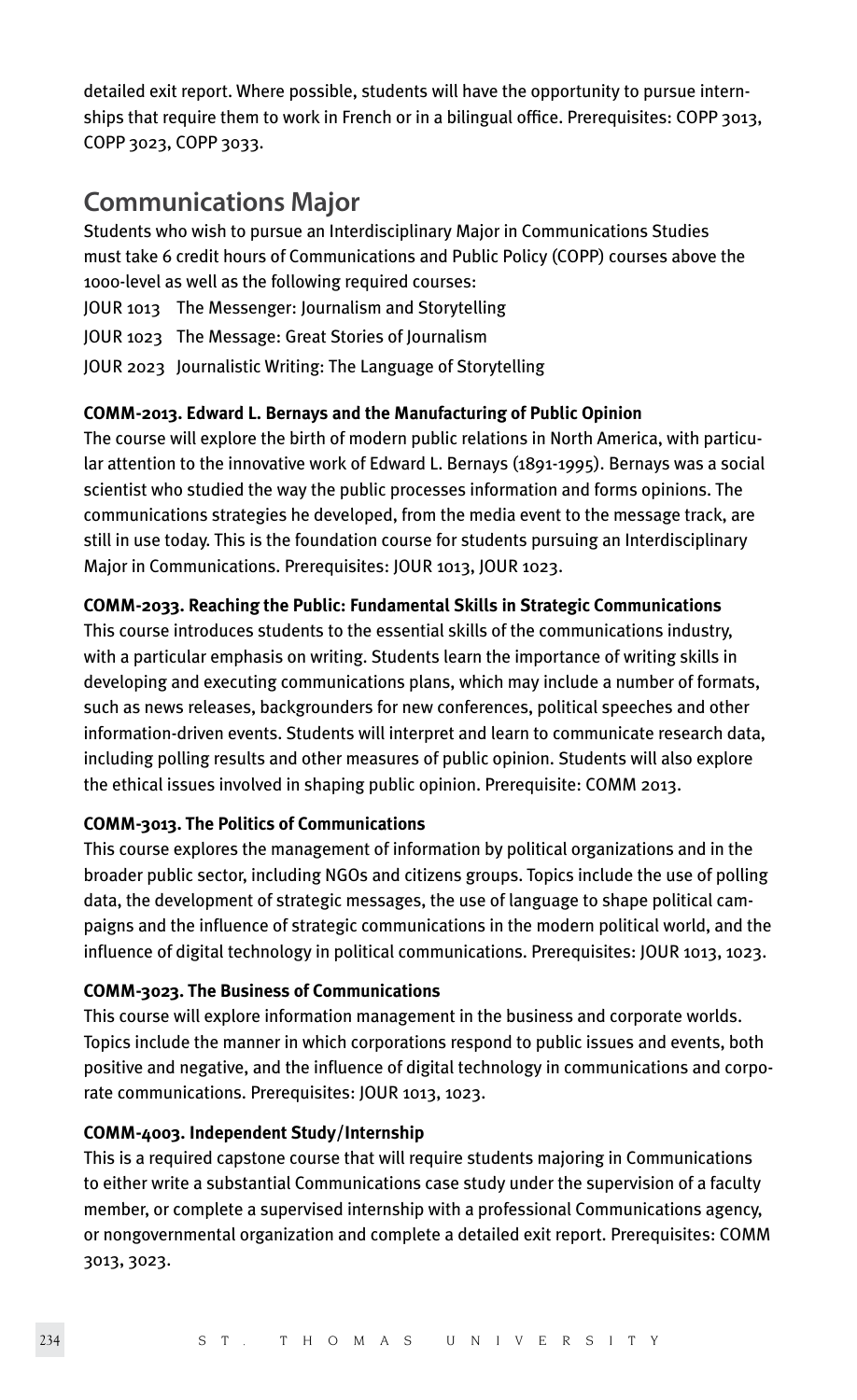detailed exit report. Where possible, students will have the opportunity to pursue internships that require them to work in French or in a bilingual office. Prerequisites: COPP 3013, COPP 3023, COPP 3033.

## Communications Major

Students who wish to pursue an Interdisciplinary Major in Communications Studies must take 6 credit hours of Communications and Public Policy (COPP) courses above the 1000-level as well as the following required courses:

JOUR 1013 The Messenger: Journalism and Storytelling
JOUR 1023 The Message: Great Stories of Journalism
JOUR 2023 Journalistic Writing: The Language of Storytelling

**COMM-2013. Edward L. Bernays and the Manufacturing of Public Opinion**

The course will explore the birth of modern public relations in North America, with particular attention to the innovative work of Edward L. Bernays (1891-1995). Bernays was a social scientist who studied the way the public processes information and forms opinions. The communications strategies he developed, from the media event to the message track, are still in use today. This is the foundation course for students pursuing an Interdisciplinary Major in Communications. Prerequisites: JOUR 1013, JOUR 1023.

**COMM-2033. Reaching the Public: Fundamental Skills in Strategic Communications**

This course introduces students to the essential skills of the communications industry, with a particular emphasis on writing. Students learn the importance of writing skills in developing and executing communications plans, which may include a number of formats, such as news releases, backgrounders for new conferences, political speeches and other information-driven events. Students will interpret and learn to communicate research data, including polling results and other measures of public opinion. Students will also explore the ethical issues involved in shaping public opinion. Prerequisite: COMM 2013.

**COMM-3013. The Politics of Communications**

This course explores the management of information by political organizations and in the broader public sector, including NGOs and citizens groups. Topics include the use of polling data, the development of strategic messages, the use of language to shape political campaigns and the influence of strategic communications in the modern political world, and the influence of digital technology in political communications. Prerequisites: JOUR 1013, 1023.

**COMM-3023. The Business of Communications**

This course will explore information management in the business and corporate worlds. Topics include the manner in which corporations respond to public issues and events, both positive and negative, and the influence of digital technology in communications and corporate communications. Prerequisites: JOUR 1013, 1023.

**COMM-4003. Independent Study/Internship**

This is a required capstone course that will require students majoring in Communications to either write a substantial Communications case study under the supervision of a faculty member, or complete a supervised internship with a professional Communications agency, or nongovernmental organization and complete a detailed exit report. Prerequisites: COMM 3013, 3023.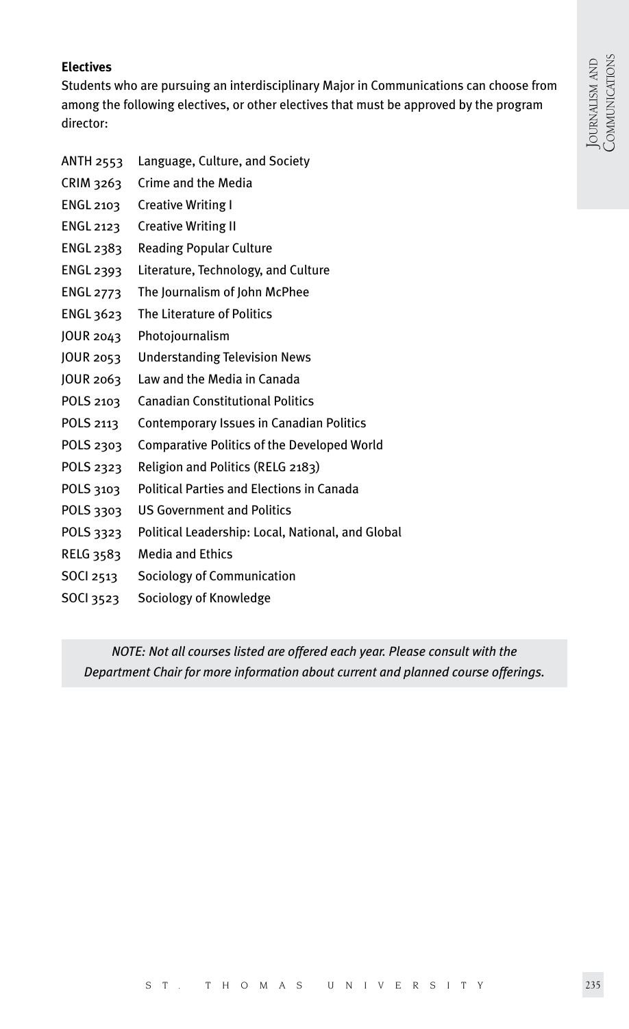**Electives**

Students who are pursuing an interdisciplinary Major in Communications can choose from among the following electives, or other electives that must be approved by the program director:

| | |
|---|---|
| ANTH 2553 | Language, Culture, and Society |
| CRIM 3263 | Crime and the Media |
| ENGL 2103 | Creative Writing I |
| ENGL 2123 | Creative Writing II |
| ENGL 2383 | Reading Popular Culture |
| ENGL 2393 | Literature, Technology, and Culture |
| ENGL 2773 | The Journalism of John McPhee |
| ENGL 3623 | The Literature of Politics |
| JOUR 2043 | Photojournalism |
| JOUR 2053 | Understanding Television News |
| JOUR 2063 | Law and the Media in Canada |
| POLS 2103 | Canadian Constitutional Politics |
| POLS 2113 | Contemporary Issues in Canadian Politics |
| POLS 2303 | Comparative Politics of the Developed World |
| POLS 2323 | Religion and Politics (RELG 2183) |
| POLS 3103 | Political Parties and Elections in Canada |
| POLS 3303 | US Government and Politics |
| POLS 3323 | Political Leadership: Local, National, and Global |
| RELG 3583 | Media and Ethics |
| SOCI 2513 | Sociology of Communication |
| SOCI 3523 | Sociology of Knowledge |

*NOTE: Not all courses listed are offered each year. Please consult with the Department Chair for more information about current and planned course offerings.*